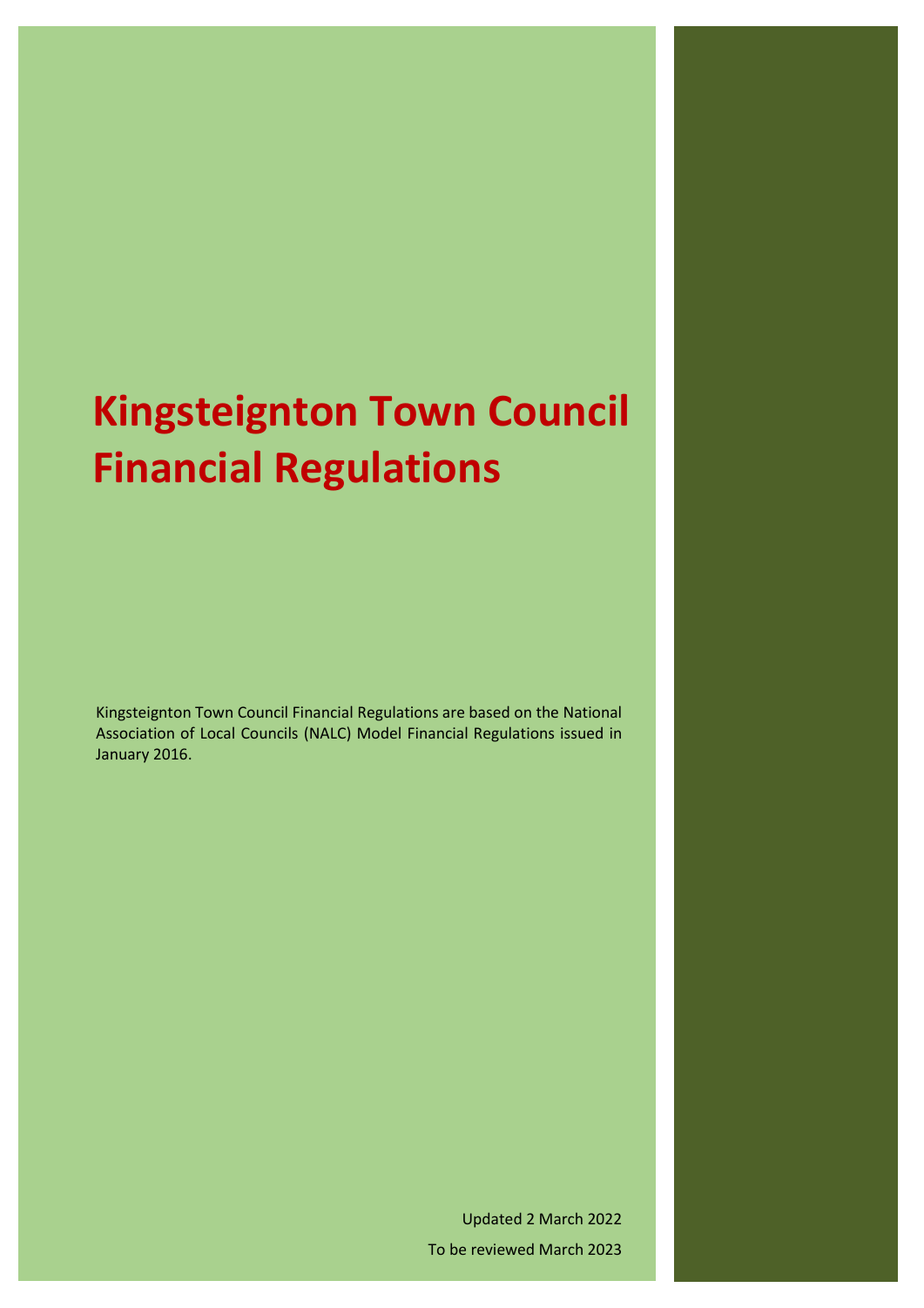# Kingsteignton Town Council Financial Regulations

Kingsteignton Town Council Financial Regulations are based on the National Association of Local Councils (NALC) Model Financial Regulations issued in January 2016.

Updated 2 March 2022

To be reviewed March 2023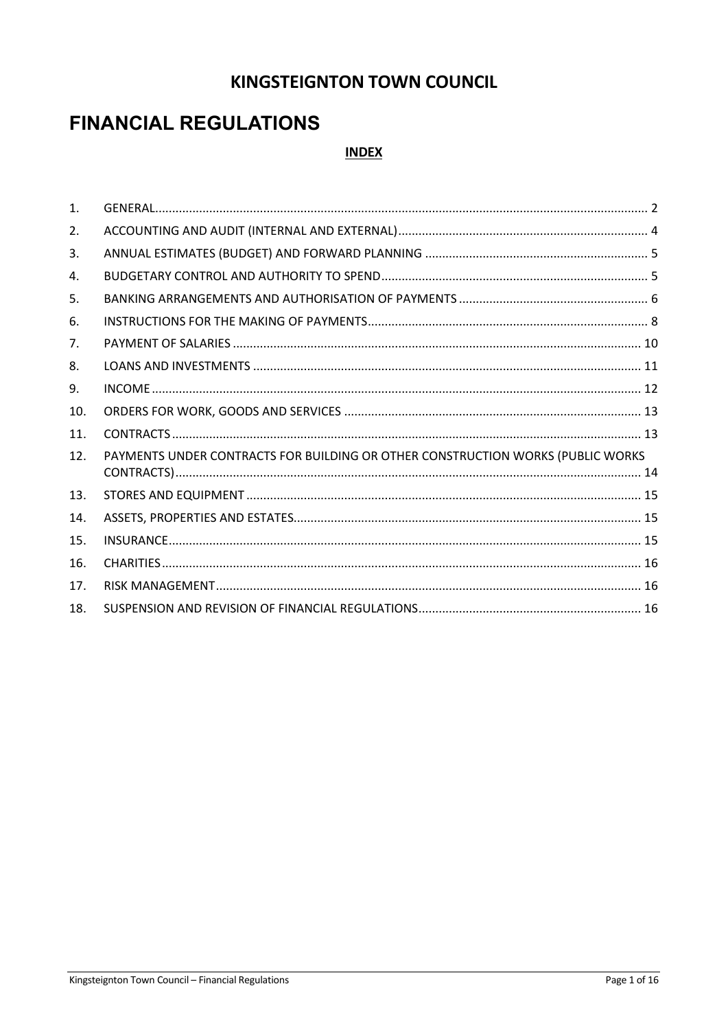# KINGSTEIGNTON TOWN COUNCIL

# FINANCIAL REGULATIONS

**INDEX**

| | | |
|---|---|---|
| 1. | GENERAL | 2 |
| 2. | ACCOUNTING AND AUDIT (INTERNAL AND EXTERNAL) | 4 |
| 3. | ANNUAL ESTIMATES (BUDGET) AND FORWARD PLANNING | 5 |
| 4. | BUDGETARY CONTROL AND AUTHORITY TO SPEND | 5 |
| 5. | BANKING ARRANGEMENTS AND AUTHORISATION OF PAYMENTS | 6 |
| 6. | INSTRUCTIONS FOR THE MAKING OF PAYMENTS | 8 |
| 7. | PAYMENT OF SALARIES | 10 |
| 8. | LOANS AND INVESTMENTS | 11 |
| 9. | INCOME | 12 |
| 10. | ORDERS FOR WORK, GOODS AND SERVICES | 13 |
| 11. | CONTRACTS | 13 |
| 12. | PAYMENTS UNDER CONTRACTS FOR BUILDING OR OTHER CONSTRUCTION WORKS (PUBLIC WORKS CONTRACTS) | 14 |
| 13. | STORES AND EQUIPMENT | 15 |
| 14. | ASSETS, PROPERTIES AND ESTATES | 15 |
| 15. | INSURANCE | 15 |
| 16. | CHARITIES | 16 |
| 17. | RISK MANAGEMENT | 16 |
| 18. | SUSPENSION AND REVISION OF FINANCIAL REGULATIONS | 16 |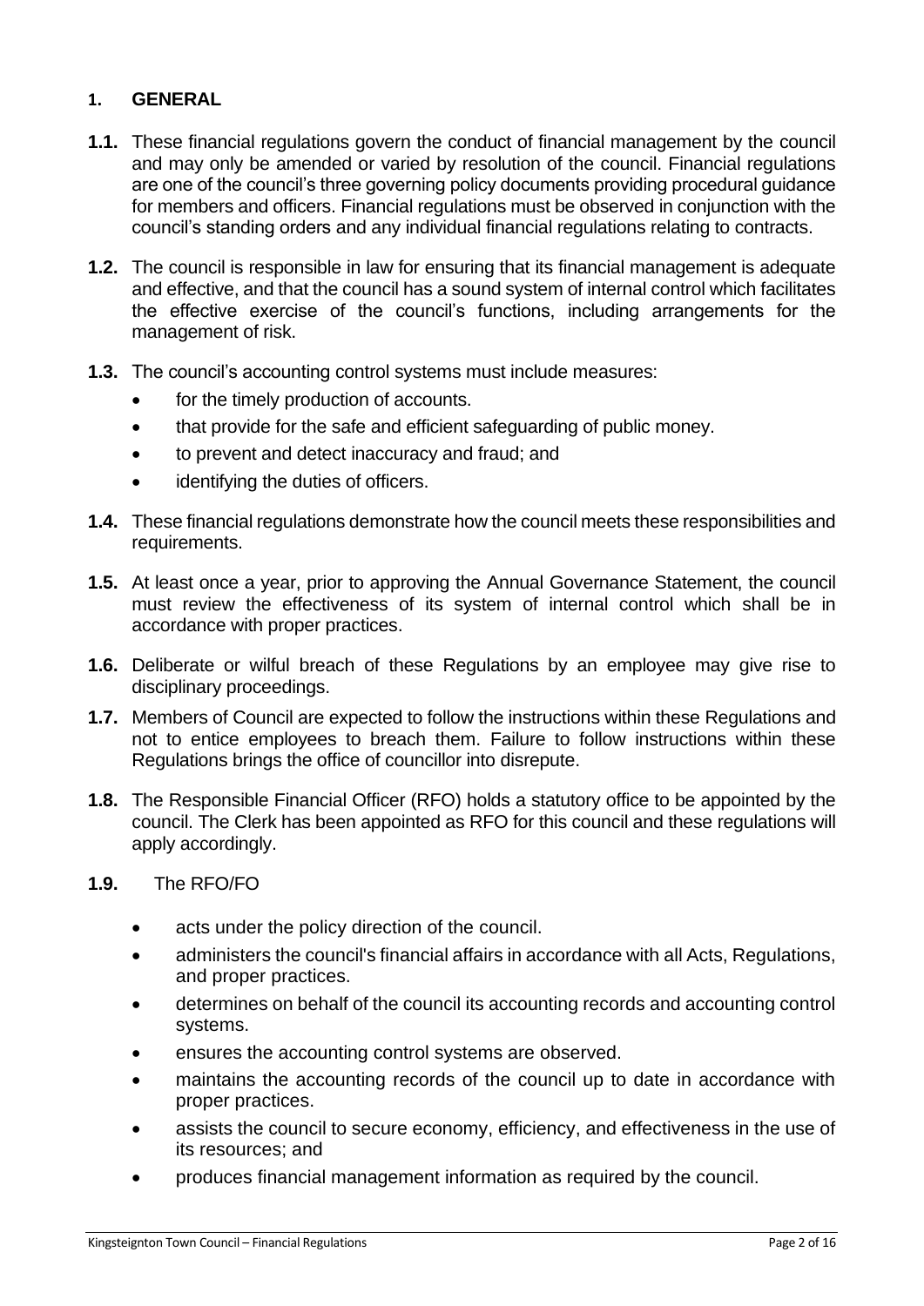## 1. GENERAL

**1.1.** These financial regulations govern the conduct of financial management by the council and may only be amended or varied by resolution of the council. Financial regulations are one of the council's three governing policy documents providing procedural guidance for members and officers. Financial regulations must be observed in conjunction with the council's standing orders and any individual financial regulations relating to contracts.

**1.2.** The council is responsible in law for ensuring that its financial management is adequate and effective, and that the council has a sound system of internal control which facilitates the effective exercise of the council's functions, including arrangements for the management of risk.

**1.3.** The council's accounting control systems must include measures:

- for the timely production of accounts.
- that provide for the safe and efficient safeguarding of public money.
- to prevent and detect inaccuracy and fraud; and
- identifying the duties of officers.

**1.4.** These financial regulations demonstrate how the council meets these responsibilities and requirements.

**1.5.** At least once a year, prior to approving the Annual Governance Statement, the council must review the effectiveness of its system of internal control which shall be in accordance with proper practices.

**1.6.** Deliberate or wilful breach of these Regulations by an employee may give rise to disciplinary proceedings.

**1.7.** Members of Council are expected to follow the instructions within these Regulations and not to entice employees to breach them. Failure to follow instructions within these Regulations brings the office of councillor into disrepute.

**1.8.** The Responsible Financial Officer (RFO) holds a statutory office to be appointed by the council. The Clerk has been appointed as RFO for this council and these regulations will apply accordingly.

**1.9.** The RFO/FO

- acts under the policy direction of the council.
- administers the council's financial affairs in accordance with all Acts, Regulations, and proper practices.
- determines on behalf of the council its accounting records and accounting control systems.
- ensures the accounting control systems are observed.
- maintains the accounting records of the council up to date in accordance with proper practices.
- assists the council to secure economy, efficiency, and effectiveness in the use of its resources; and
- produces financial management information as required by the council.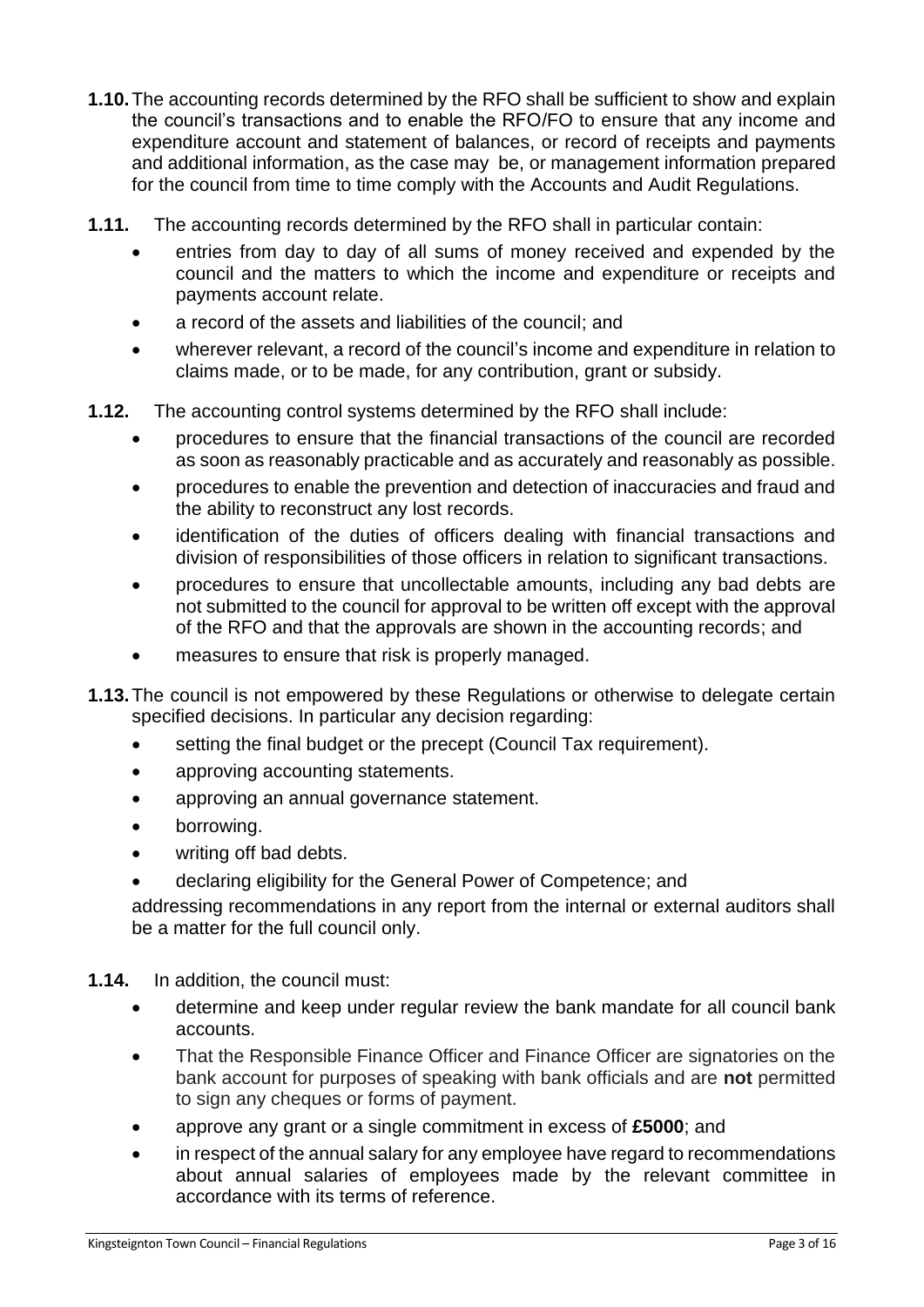**1.10.** The accounting records determined by the RFO shall be sufficient to show and explain the council's transactions and to enable the RFO/FO to ensure that any income and expenditure account and statement of balances, or record of receipts and payments and additional information, as the case may be, or management information prepared for the council from time to time comply with the Accounts and Audit Regulations.

**1.11.** The accounting records determined by the RFO shall in particular contain:

- entries from day to day of all sums of money received and expended by the council and the matters to which the income and expenditure or receipts and payments account relate.
- a record of the assets and liabilities of the council; and
- wherever relevant, a record of the council's income and expenditure in relation to claims made, or to be made, for any contribution, grant or subsidy.

**1.12.** The accounting control systems determined by the RFO shall include:

- procedures to ensure that the financial transactions of the council are recorded as soon as reasonably practicable and as accurately and reasonably as possible.
- procedures to enable the prevention and detection of inaccuracies and fraud and the ability to reconstruct any lost records.
- identification of the duties of officers dealing with financial transactions and division of responsibilities of those officers in relation to significant transactions.
- procedures to ensure that uncollectable amounts, including any bad debts are not submitted to the council for approval to be written off except with the approval of the RFO and that the approvals are shown in the accounting records; and
- measures to ensure that risk is properly managed.

**1.13.** The council is not empowered by these Regulations or otherwise to delegate certain specified decisions. In particular any decision regarding:

- setting the final budget or the precept (Council Tax requirement).
- approving accounting statements.
- approving an annual governance statement.
- borrowing.
- writing off bad debts.
- declaring eligibility for the General Power of Competence; and

addressing recommendations in any report from the internal or external auditors shall be a matter for the full council only.

**1.14.** In addition, the council must:

- determine and keep under regular review the bank mandate for all council bank accounts.
- That the Responsible Finance Officer and Finance Officer are signatories on the bank account for purposes of speaking with bank officials and are **not** permitted to sign any cheques or forms of payment.
- approve any grant or a single commitment in excess of **£5000**; and
- in respect of the annual salary for any employee have regard to recommendations about annual salaries of employees made by the relevant committee in accordance with its terms of reference.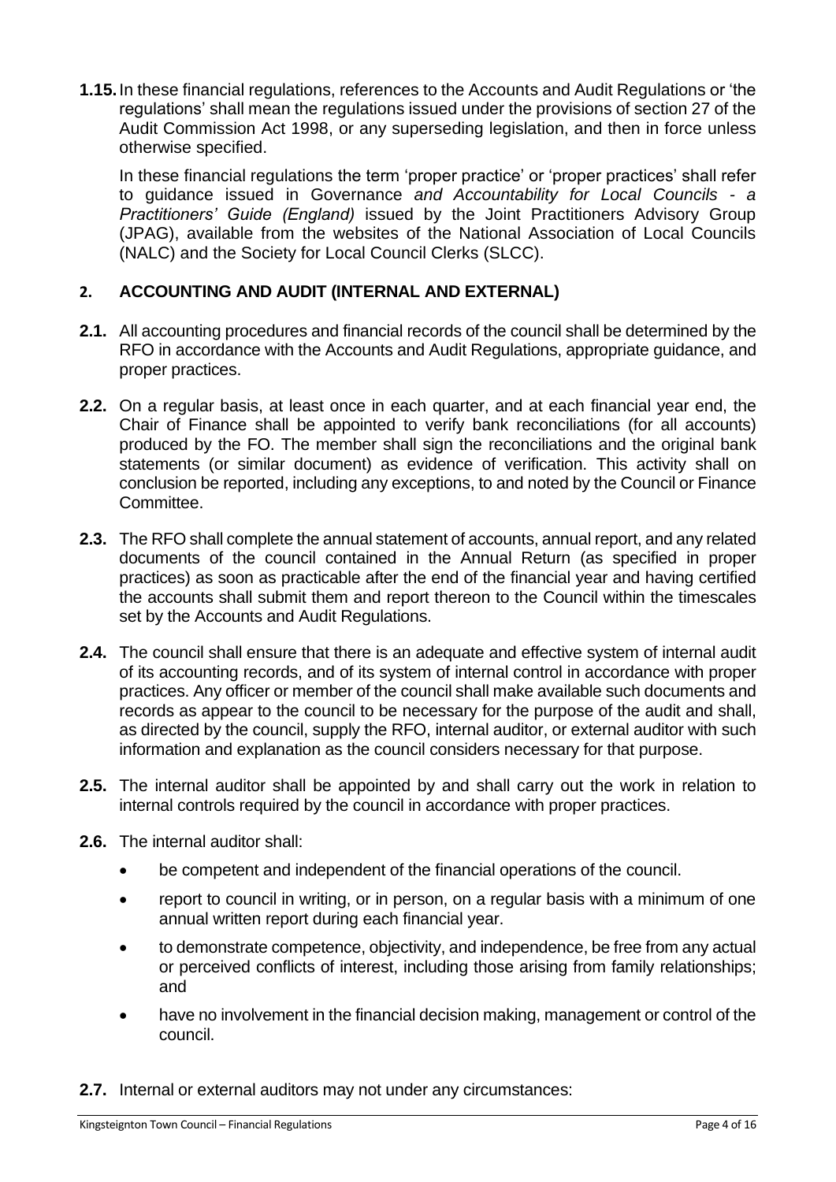**1.15.** In these financial regulations, references to the Accounts and Audit Regulations or 'the regulations' shall mean the regulations issued under the provisions of section 27 of the Audit Commission Act 1998, or any superseding legislation, and then in force unless otherwise specified.

In these financial regulations the term 'proper practice' or 'proper practices' shall refer to guidance issued in Governance *and Accountability for Local Councils - a Practitioners' Guide (England)* issued by the Joint Practitioners Advisory Group (JPAG), available from the websites of the National Association of Local Councils (NALC) and the Society for Local Council Clerks (SLCC).

## 2. ACCOUNTING AND AUDIT (INTERNAL AND EXTERNAL)

**2.1.** All accounting procedures and financial records of the council shall be determined by the RFO in accordance with the Accounts and Audit Regulations, appropriate guidance, and proper practices.

**2.2.** On a regular basis, at least once in each quarter, and at each financial year end, the Chair of Finance shall be appointed to verify bank reconciliations (for all accounts) produced by the FO. The member shall sign the reconciliations and the original bank statements (or similar document) as evidence of verification. This activity shall on conclusion be reported, including any exceptions, to and noted by the Council or Finance Committee.

**2.3.** The RFO shall complete the annual statement of accounts, annual report, and any related documents of the council contained in the Annual Return (as specified in proper practices) as soon as practicable after the end of the financial year and having certified the accounts shall submit them and report thereon to the Council within the timescales set by the Accounts and Audit Regulations.

**2.4.** The council shall ensure that there is an adequate and effective system of internal audit of its accounting records, and of its system of internal control in accordance with proper practices. Any officer or member of the council shall make available such documents and records as appear to the council to be necessary for the purpose of the audit and shall, as directed by the council, supply the RFO, internal auditor, or external auditor with such information and explanation as the council considers necessary for that purpose.

**2.5.** The internal auditor shall be appointed by and shall carry out the work in relation to internal controls required by the council in accordance with proper practices.

**2.6.** The internal auditor shall:

- be competent and independent of the financial operations of the council.
- report to council in writing, or in person, on a regular basis with a minimum of one annual written report during each financial year.
- to demonstrate competence, objectivity, and independence, be free from any actual or perceived conflicts of interest, including those arising from family relationships; and
- have no involvement in the financial decision making, management or control of the council.

**2.7.** Internal or external auditors may not under any circumstances: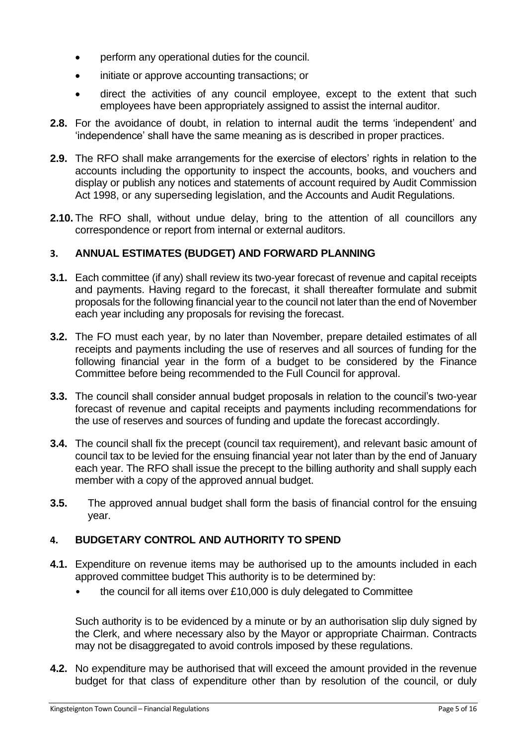- perform any operational duties for the council.
- initiate or approve accounting transactions; or
- direct the activities of any council employee, except to the extent that such employees have been appropriately assigned to assist the internal auditor.

**2.8.** For the avoidance of doubt, in relation to internal audit the terms 'independent' and 'independence' shall have the same meaning as is described in proper practices.

**2.9.** The RFO shall make arrangements for the exercise of electors' rights in relation to the accounts including the opportunity to inspect the accounts, books, and vouchers and display or publish any notices and statements of account required by Audit Commission Act 1998, or any superseding legislation, and the Accounts and Audit Regulations.

**2.10.** The RFO shall, without undue delay, bring to the attention of all councillors any correspondence or report from internal or external auditors.

## 3. ANNUAL ESTIMATES (BUDGET) AND FORWARD PLANNING

**3.1.** Each committee (if any) shall review its two-year forecast of revenue and capital receipts and payments. Having regard to the forecast, it shall thereafter formulate and submit proposals for the following financial year to the council not later than the end of November each year including any proposals for revising the forecast.

**3.2.** The FO must each year, by no later than November, prepare detailed estimates of all receipts and payments including the use of reserves and all sources of funding for the following financial year in the form of a budget to be considered by the Finance Committee before being recommended to the Full Council for approval.

**3.3.** The council shall consider annual budget proposals in relation to the council's two-year forecast of revenue and capital receipts and payments including recommendations for the use of reserves and sources of funding and update the forecast accordingly.

**3.4.** The council shall fix the precept (council tax requirement), and relevant basic amount of council tax to be levied for the ensuing financial year not later than by the end of January each year. The RFO shall issue the precept to the billing authority and shall supply each member with a copy of the approved annual budget.

**3.5.** The approved annual budget shall form the basis of financial control for the ensuing year.

## 4. BUDGETARY CONTROL AND AUTHORITY TO SPEND

**4.1.** Expenditure on revenue items may be authorised up to the amounts included in each approved committee budget This authority is to be determined by:

- the council for all items over £10,000 is duly delegated to Committee

Such authority is to be evidenced by a minute or by an authorisation slip duly signed by the Clerk, and where necessary also by the Mayor or appropriate Chairman. Contracts may not be disaggregated to avoid controls imposed by these regulations.

**4.2.** No expenditure may be authorised that will exceed the amount provided in the revenue budget for that class of expenditure other than by resolution of the council, or duly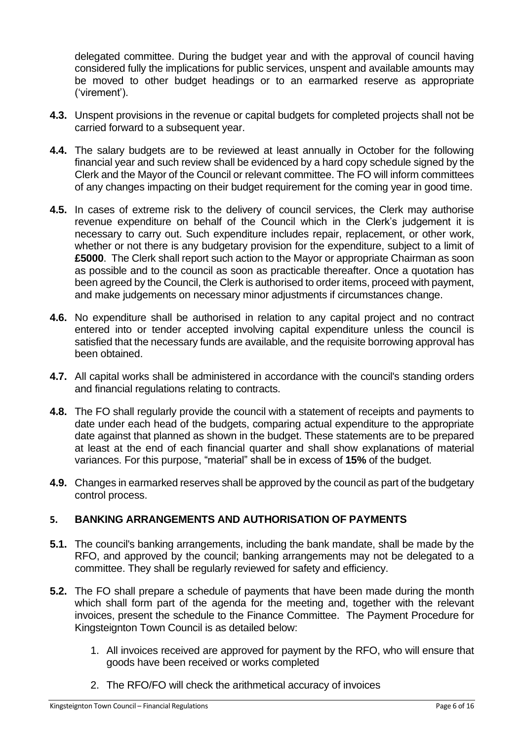delegated committee. During the budget year and with the approval of council having considered fully the implications for public services, unspent and available amounts may be moved to other budget headings or to an earmarked reserve as appropriate ('virement').

**4.3.** Unspent provisions in the revenue or capital budgets for completed projects shall not be carried forward to a subsequent year.

**4.4.** The salary budgets are to be reviewed at least annually in October for the following financial year and such review shall be evidenced by a hard copy schedule signed by the Clerk and the Mayor of the Council or relevant committee. The FO will inform committees of any changes impacting on their budget requirement for the coming year in good time.

**4.5.** In cases of extreme risk to the delivery of council services, the Clerk may authorise revenue expenditure on behalf of the Council which in the Clerk's judgement it is necessary to carry out. Such expenditure includes repair, replacement, or other work, whether or not there is any budgetary provision for the expenditure, subject to a limit of **£5000**. The Clerk shall report such action to the Mayor or appropriate Chairman as soon as possible and to the council as soon as practicable thereafter. Once a quotation has been agreed by the Council, the Clerk is authorised to order items, proceed with payment, and make judgements on necessary minor adjustments if circumstances change.

**4.6.** No expenditure shall be authorised in relation to any capital project and no contract entered into or tender accepted involving capital expenditure unless the council is satisfied that the necessary funds are available, and the requisite borrowing approval has been obtained.

**4.7.** All capital works shall be administered in accordance with the council's standing orders and financial regulations relating to contracts.

**4.8.** The FO shall regularly provide the council with a statement of receipts and payments to date under each head of the budgets, comparing actual expenditure to the appropriate date against that planned as shown in the budget. These statements are to be prepared at least at the end of each financial quarter and shall show explanations of material variances. For this purpose, "material" shall be in excess of **15%** of the budget.

**4.9.** Changes in earmarked reserves shall be approved by the council as part of the budgetary control process.

## 5. BANKING ARRANGEMENTS AND AUTHORISATION OF PAYMENTS

**5.1.** The council's banking arrangements, including the bank mandate, shall be made by the RFO, and approved by the council; banking arrangements may not be delegated to a committee. They shall be regularly reviewed for safety and efficiency.

**5.2.** The FO shall prepare a schedule of payments that have been made during the month which shall form part of the agenda for the meeting and, together with the relevant invoices, present the schedule to the Finance Committee. The Payment Procedure for Kingsteignton Town Council is as detailed below:

1. All invoices received are approved for payment by the RFO, who will ensure that goods have been received or works completed
2. The RFO/FO will check the arithmetical accuracy of invoices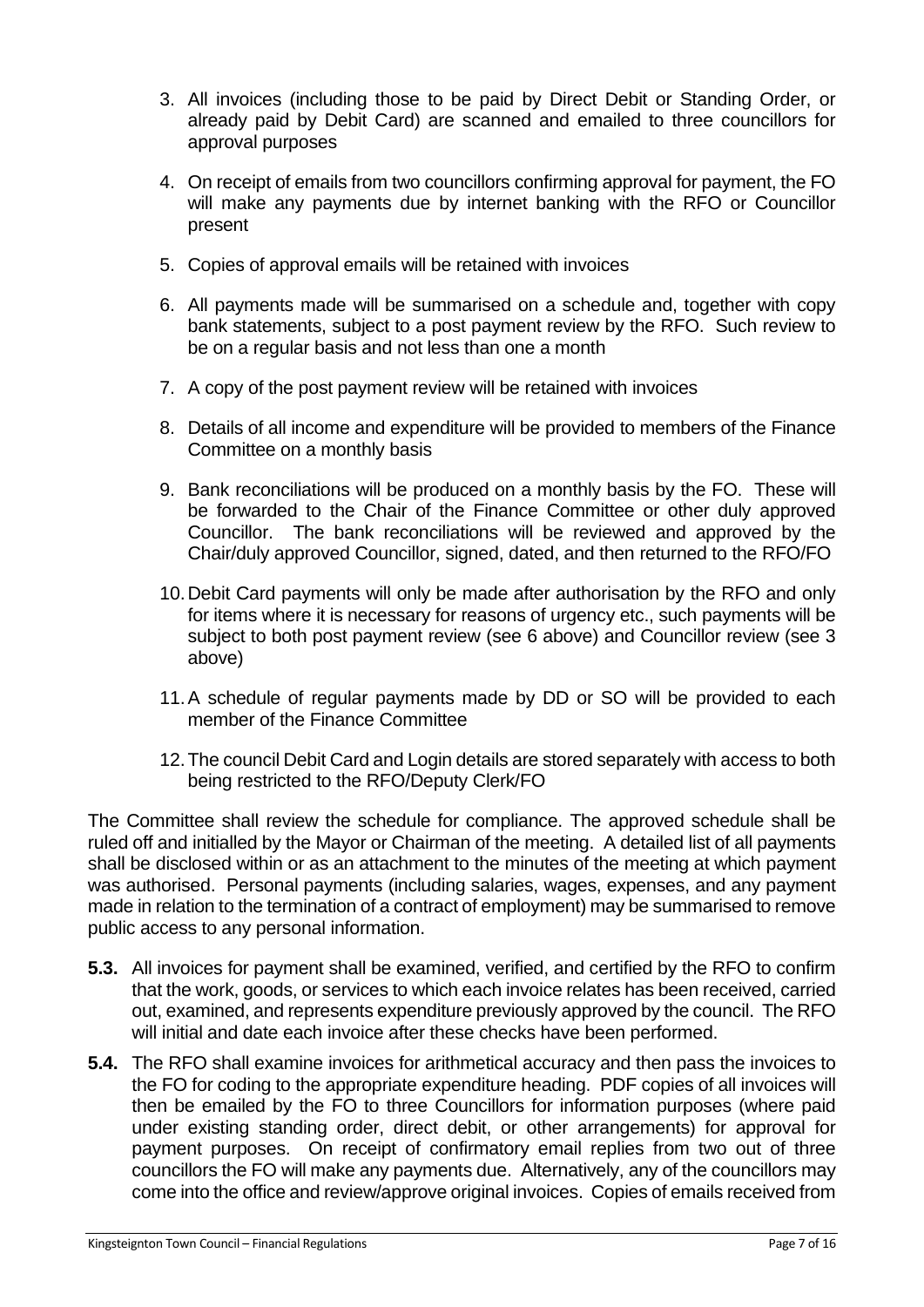3. All invoices (including those to be paid by Direct Debit or Standing Order, or already paid by Debit Card) are scanned and emailed to three councillors for approval purposes

4. On receipt of emails from two councillors confirming approval for payment, the FO will make any payments due by internet banking with the RFO or Councillor present

5. Copies of approval emails will be retained with invoices

6. All payments made will be summarised on a schedule and, together with copy bank statements, subject to a post payment review by the RFO. Such review to be on a regular basis and not less than one a month

7. A copy of the post payment review will be retained with invoices

8. Details of all income and expenditure will be provided to members of the Finance Committee on a monthly basis

9. Bank reconciliations will be produced on a monthly basis by the FO. These will be forwarded to the Chair of the Finance Committee or other duly approved Councillor. The bank reconciliations will be reviewed and approved by the Chair/duly approved Councillor, signed, dated, and then returned to the RFO/FO

10. Debit Card payments will only be made after authorisation by the RFO and only for items where it is necessary for reasons of urgency etc., such payments will be subject to both post payment review (see 6 above) and Councillor review (see 3 above)

11. A schedule of regular payments made by DD or SO will be provided to each member of the Finance Committee

12. The council Debit Card and Login details are stored separately with access to both being restricted to the RFO/Deputy Clerk/FO

The Committee shall review the schedule for compliance. The approved schedule shall be ruled off and initialled by the Mayor or Chairman of the meeting. A detailed list of all payments shall be disclosed within or as an attachment to the minutes of the meeting at which payment was authorised. Personal payments (including salaries, wages, expenses, and any payment made in relation to the termination of a contract of employment) may be summarised to remove public access to any personal information.

**5.3.** All invoices for payment shall be examined, verified, and certified by the RFO to confirm that the work, goods, or services to which each invoice relates has been received, carried out, examined, and represents expenditure previously approved by the council. The RFO will initial and date each invoice after these checks have been performed.

**5.4.** The RFO shall examine invoices for arithmetical accuracy and then pass the invoices to the FO for coding to the appropriate expenditure heading. PDF copies of all invoices will then be emailed by the FO to three Councillors for information purposes (where paid under existing standing order, direct debit, or other arrangements) for approval for payment purposes. On receipt of confirmatory email replies from two out of three councillors the FO will make any payments due. Alternatively, any of the councillors may come into the office and review/approve original invoices. Copies of emails received from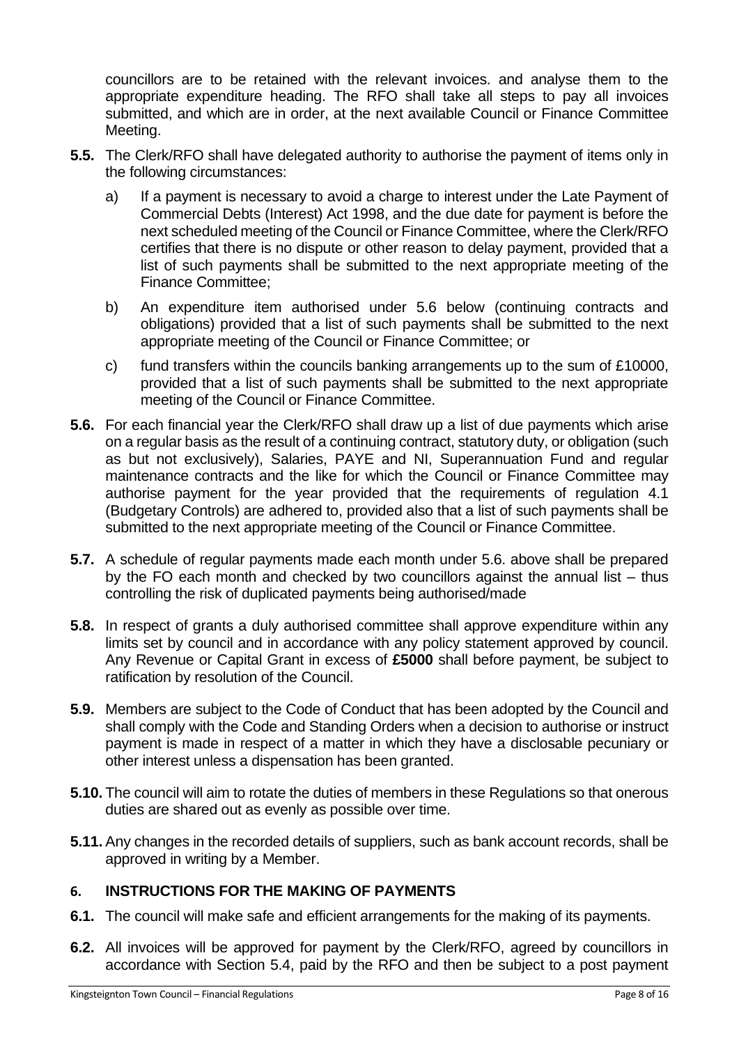councillors are to be retained with the relevant invoices. and analyse them to the appropriate expenditure heading. The RFO shall take all steps to pay all invoices submitted, and which are in order, at the next available Council or Finance Committee Meeting.

**5.5.** The Clerk/RFO shall have delegated authority to authorise the payment of items only in the following circumstances:

a) If a payment is necessary to avoid a charge to interest under the Late Payment of Commercial Debts (Interest) Act 1998, and the due date for payment is before the next scheduled meeting of the Council or Finance Committee, where the Clerk/RFO certifies that there is no dispute or other reason to delay payment, provided that a list of such payments shall be submitted to the next appropriate meeting of the Finance Committee;

b) An expenditure item authorised under 5.6 below (continuing contracts and obligations) provided that a list of such payments shall be submitted to the next appropriate meeting of the Council or Finance Committee; or

c) fund transfers within the councils banking arrangements up to the sum of £10000, provided that a list of such payments shall be submitted to the next appropriate meeting of the Council or Finance Committee.

**5.6.** For each financial year the Clerk/RFO shall draw up a list of due payments which arise on a regular basis as the result of a continuing contract, statutory duty, or obligation (such as but not exclusively), Salaries, PAYE and NI, Superannuation Fund and regular maintenance contracts and the like for which the Council or Finance Committee may authorise payment for the year provided that the requirements of regulation 4.1 (Budgetary Controls) are adhered to, provided also that a list of such payments shall be submitted to the next appropriate meeting of the Council or Finance Committee.

**5.7.** A schedule of regular payments made each month under 5.6. above shall be prepared by the FO each month and checked by two councillors against the annual list – thus controlling the risk of duplicated payments being authorised/made

**5.8.** In respect of grants a duly authorised committee shall approve expenditure within any limits set by council and in accordance with any policy statement approved by council. Any Revenue or Capital Grant in excess of **£5000** shall before payment, be subject to ratification by resolution of the Council.

**5.9.** Members are subject to the Code of Conduct that has been adopted by the Council and shall comply with the Code and Standing Orders when a decision to authorise or instruct payment is made in respect of a matter in which they have a disclosable pecuniary or other interest unless a dispensation has been granted.

**5.10.** The council will aim to rotate the duties of members in these Regulations so that onerous duties are shared out as evenly as possible over time.

**5.11.** Any changes in the recorded details of suppliers, such as bank account records, shall be approved in writing by a Member.

## 6. INSTRUCTIONS FOR THE MAKING OF PAYMENTS

**6.1.** The council will make safe and efficient arrangements for the making of its payments.

**6.2.** All invoices will be approved for payment by the Clerk/RFO, agreed by councillors in accordance with Section 5.4, paid by the RFO and then be subject to a post payment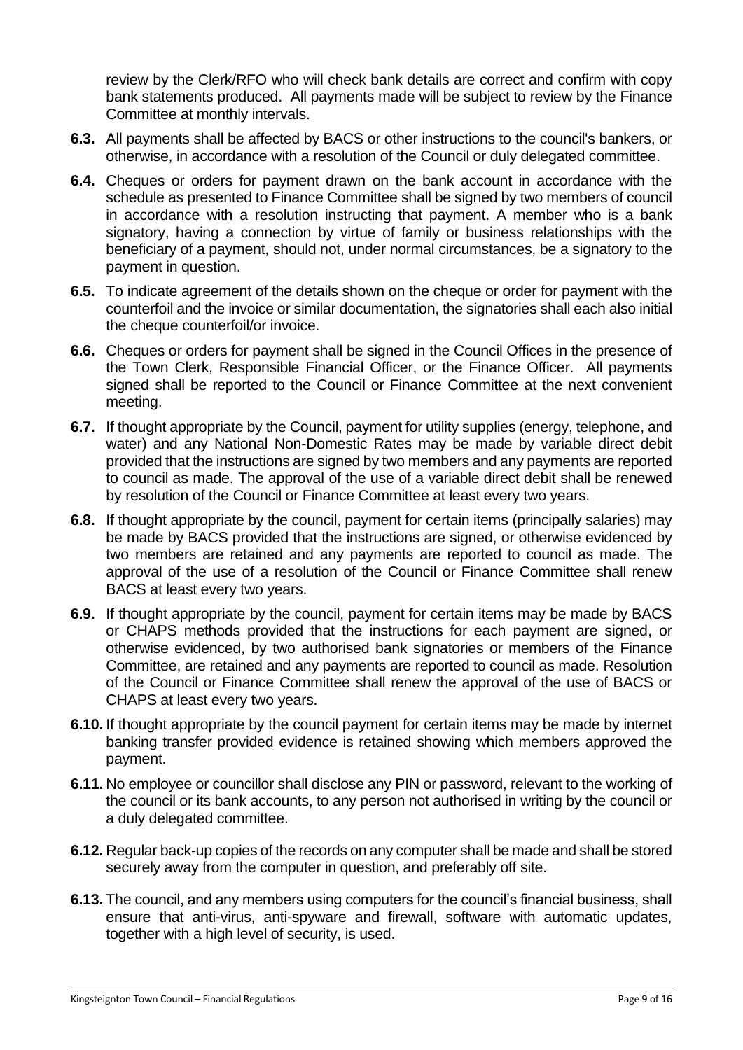review by the Clerk/RFO who will check bank details are correct and confirm with copy bank statements produced. All payments made will be subject to review by the Finance Committee at monthly intervals.

**6.3.** All payments shall be affected by BACS or other instructions to the council's bankers, or otherwise, in accordance with a resolution of the Council or duly delegated committee.

**6.4.** Cheques or orders for payment drawn on the bank account in accordance with the schedule as presented to Finance Committee shall be signed by two members of council in accordance with a resolution instructing that payment. A member who is a bank signatory, having a connection by virtue of family or business relationships with the beneficiary of a payment, should not, under normal circumstances, be a signatory to the payment in question.

**6.5.** To indicate agreement of the details shown on the cheque or order for payment with the counterfoil and the invoice or similar documentation, the signatories shall each also initial the cheque counterfoil/or invoice.

**6.6.** Cheques or orders for payment shall be signed in the Council Offices in the presence of the Town Clerk, Responsible Financial Officer, or the Finance Officer. All payments signed shall be reported to the Council or Finance Committee at the next convenient meeting.

**6.7.** If thought appropriate by the Council, payment for utility supplies (energy, telephone, and water) and any National Non-Domestic Rates may be made by variable direct debit provided that the instructions are signed by two members and any payments are reported to council as made. The approval of the use of a variable direct debit shall be renewed by resolution of the Council or Finance Committee at least every two years.

**6.8.** If thought appropriate by the council, payment for certain items (principally salaries) may be made by BACS provided that the instructions are signed, or otherwise evidenced by two members are retained and any payments are reported to council as made. The approval of the use of a resolution of the Council or Finance Committee shall renew BACS at least every two years.

**6.9.** If thought appropriate by the council, payment for certain items may be made by BACS or CHAPS methods provided that the instructions for each payment are signed, or otherwise evidenced, by two authorised bank signatories or members of the Finance Committee, are retained and any payments are reported to council as made. Resolution of the Council or Finance Committee shall renew the approval of the use of BACS or CHAPS at least every two years.

**6.10.** If thought appropriate by the council payment for certain items may be made by internet banking transfer provided evidence is retained showing which members approved the payment.

**6.11.** No employee or councillor shall disclose any PIN or password, relevant to the working of the council or its bank accounts, to any person not authorised in writing by the council or a duly delegated committee.

**6.12.** Regular back-up copies of the records on any computer shall be made and shall be stored securely away from the computer in question, and preferably off site.

**6.13.** The council, and any members using computers for the council's financial business, shall ensure that anti-virus, anti-spyware and firewall, software with automatic updates, together with a high level of security, is used.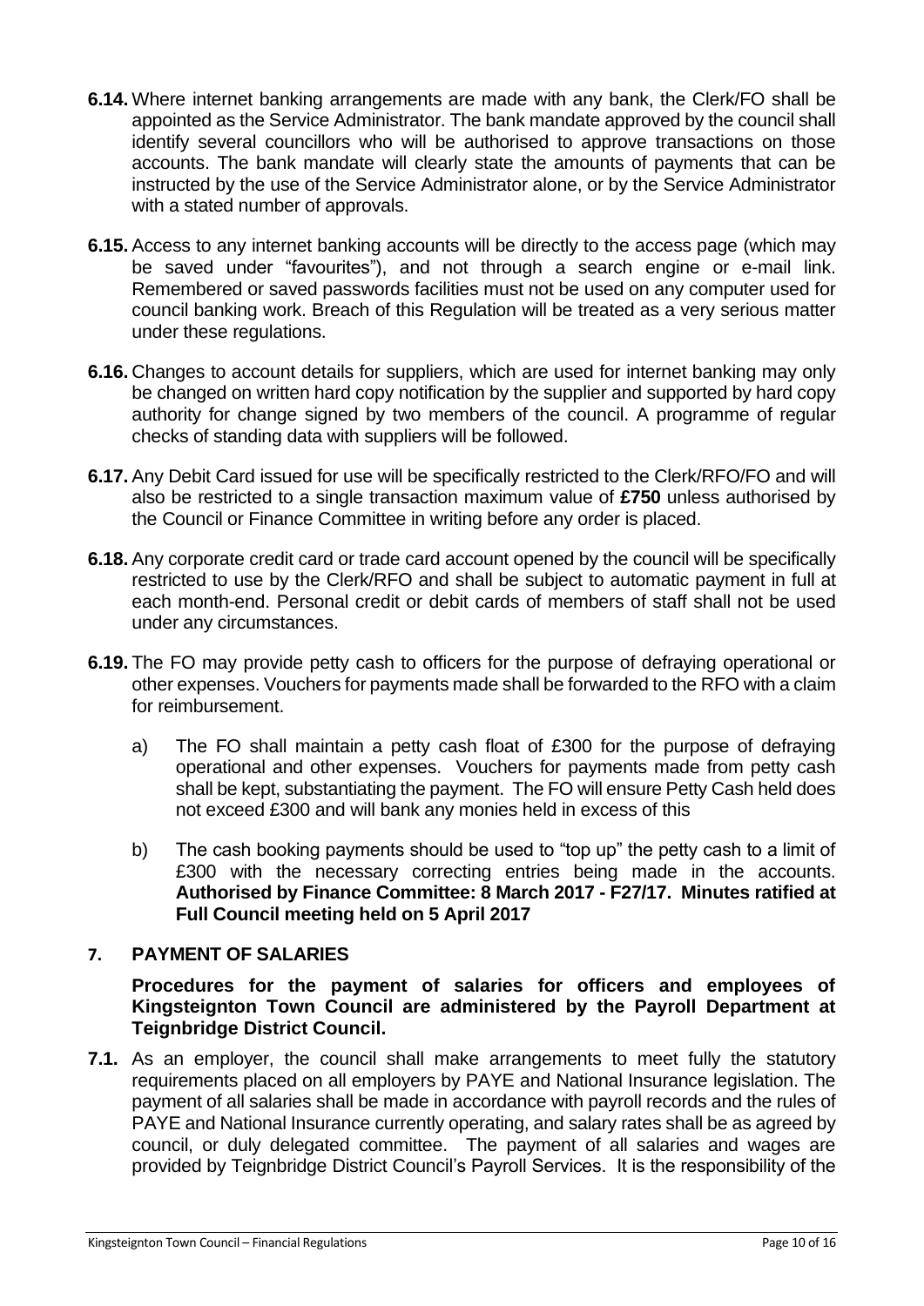**6.14.** Where internet banking arrangements are made with any bank, the Clerk/FO shall be appointed as the Service Administrator. The bank mandate approved by the council shall identify several councillors who will be authorised to approve transactions on those accounts. The bank mandate will clearly state the amounts of payments that can be instructed by the use of the Service Administrator alone, or by the Service Administrator with a stated number of approvals.

**6.15.** Access to any internet banking accounts will be directly to the access page (which may be saved under "favourites"), and not through a search engine or e-mail link. Remembered or saved passwords facilities must not be used on any computer used for council banking work. Breach of this Regulation will be treated as a very serious matter under these regulations.

**6.16.** Changes to account details for suppliers, which are used for internet banking may only be changed on written hard copy notification by the supplier and supported by hard copy authority for change signed by two members of the council. A programme of regular checks of standing data with suppliers will be followed.

**6.17.** Any Debit Card issued for use will be specifically restricted to the Clerk/RFO/FO and will also be restricted to a single transaction maximum value of **£750** unless authorised by the Council or Finance Committee in writing before any order is placed.

**6.18.** Any corporate credit card or trade card account opened by the council will be specifically restricted to use by the Clerk/RFO and shall be subject to automatic payment in full at each month-end. Personal credit or debit cards of members of staff shall not be used under any circumstances.

**6.19.** The FO may provide petty cash to officers for the purpose of defraying operational or other expenses. Vouchers for payments made shall be forwarded to the RFO with a claim for reimbursement.

a) The FO shall maintain a petty cash float of £300 for the purpose of defraying operational and other expenses. Vouchers for payments made from petty cash shall be kept, substantiating the payment. The FO will ensure Petty Cash held does not exceed £300 and will bank any monies held in excess of this

b) The cash booking payments should be used to "top up" the petty cash to a limit of £300 with the necessary correcting entries being made in the accounts. **Authorised by Finance Committee: 8 March 2017 - F27/17. Minutes ratified at Full Council meeting held on 5 April 2017**

## 7. PAYMENT OF SALARIES

**Procedures for the payment of salaries for officers and employees of Kingsteignton Town Council are administered by the Payroll Department at Teignbridge District Council.**

**7.1.** As an employer, the council shall make arrangements to meet fully the statutory requirements placed on all employers by PAYE and National Insurance legislation. The payment of all salaries shall be made in accordance with payroll records and the rules of PAYE and National Insurance currently operating, and salary rates shall be as agreed by council, or duly delegated committee. The payment of all salaries and wages are provided by Teignbridge District Council's Payroll Services. It is the responsibility of the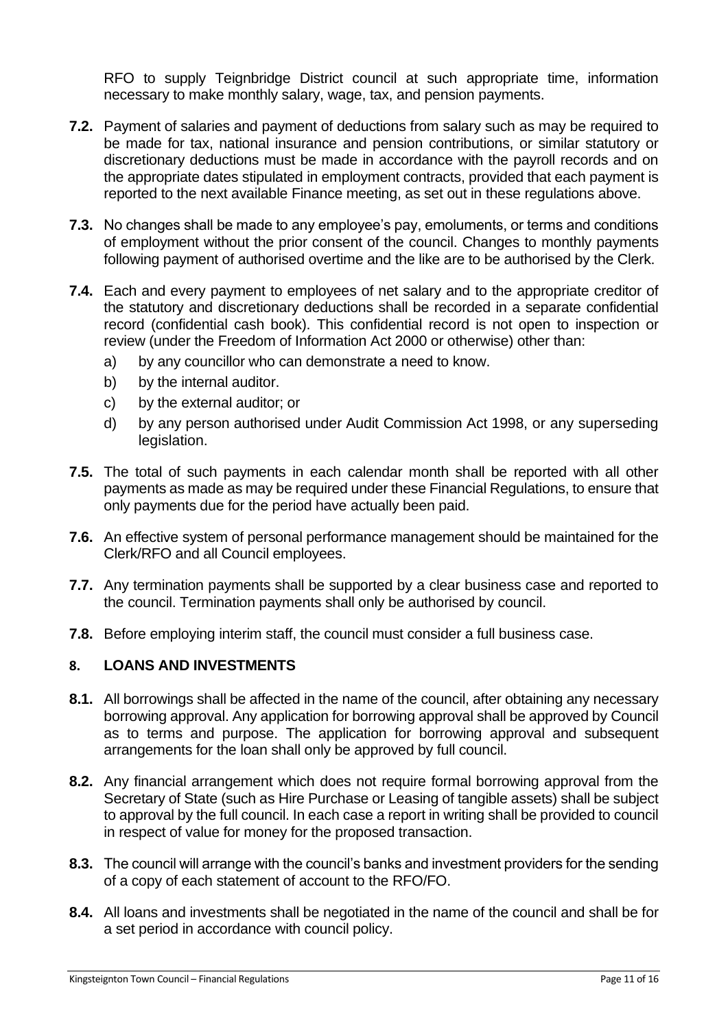RFO to supply Teignbridge District council at such appropriate time, information necessary to make monthly salary, wage, tax, and pension payments.

**7.2.** Payment of salaries and payment of deductions from salary such as may be required to be made for tax, national insurance and pension contributions, or similar statutory or discretionary deductions must be made in accordance with the payroll records and on the appropriate dates stipulated in employment contracts, provided that each payment is reported to the next available Finance meeting, as set out in these regulations above.

**7.3.** No changes shall be made to any employee's pay, emoluments, or terms and conditions of employment without the prior consent of the council. Changes to monthly payments following payment of authorised overtime and the like are to be authorised by the Clerk.

**7.4.** Each and every payment to employees of net salary and to the appropriate creditor of the statutory and discretionary deductions shall be recorded in a separate confidential record (confidential cash book). This confidential record is not open to inspection or review (under the Freedom of Information Act 2000 or otherwise) other than:

a) by any councillor who can demonstrate a need to know.
b) by the internal auditor.
c) by the external auditor; or
d) by any person authorised under Audit Commission Act 1998, or any superseding legislation.

**7.5.** The total of such payments in each calendar month shall be reported with all other payments as made as may be required under these Financial Regulations, to ensure that only payments due for the period have actually been paid.

**7.6.** An effective system of personal performance management should be maintained for the Clerk/RFO and all Council employees.

**7.7.** Any termination payments shall be supported by a clear business case and reported to the council. Termination payments shall only be authorised by council.

**7.8.** Before employing interim staff, the council must consider a full business case.

## 8. LOANS AND INVESTMENTS

**8.1.** All borrowings shall be affected in the name of the council, after obtaining any necessary borrowing approval. Any application for borrowing approval shall be approved by Council as to terms and purpose. The application for borrowing approval and subsequent arrangements for the loan shall only be approved by full council.

**8.2.** Any financial arrangement which does not require formal borrowing approval from the Secretary of State (such as Hire Purchase or Leasing of tangible assets) shall be subject to approval by the full council. In each case a report in writing shall be provided to council in respect of value for money for the proposed transaction.

**8.3.** The council will arrange with the council's banks and investment providers for the sending of a copy of each statement of account to the RFO/FO.

**8.4.** All loans and investments shall be negotiated in the name of the council and shall be for a set period in accordance with council policy.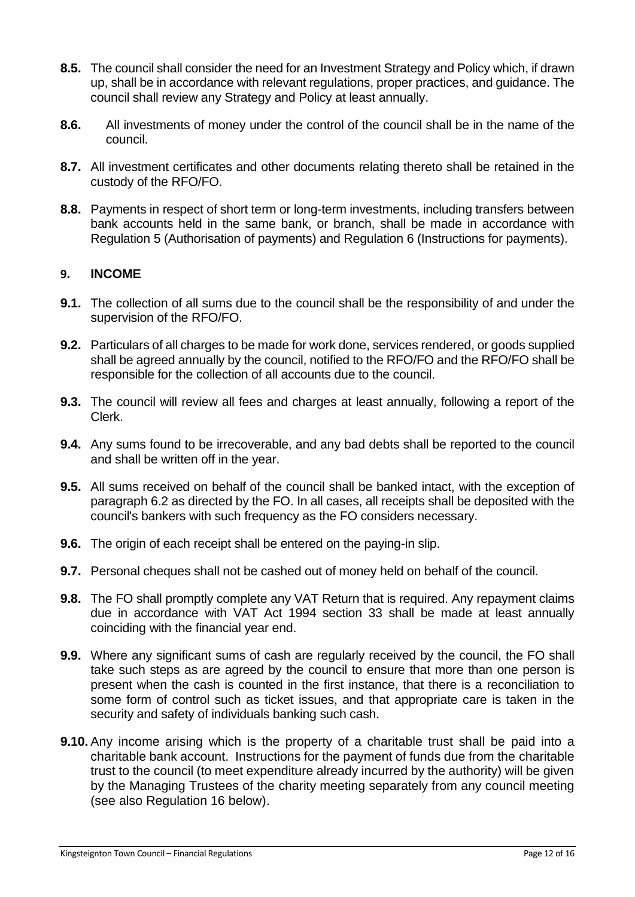**8.5.** The council shall consider the need for an Investment Strategy and Policy which, if drawn up, shall be in accordance with relevant regulations, proper practices, and guidance. The council shall review any Strategy and Policy at least annually.

**8.6.** All investments of money under the control of the council shall be in the name of the council.

**8.7.** All investment certificates and other documents relating thereto shall be retained in the custody of the RFO/FO.

**8.8.** Payments in respect of short term or long-term investments, including transfers between bank accounts held in the same bank, or branch, shall be made in accordance with Regulation 5 (Authorisation of payments) and Regulation 6 (Instructions for payments).

## 9. INCOME

**9.1.** The collection of all sums due to the council shall be the responsibility of and under the supervision of the RFO/FO.

**9.2.** Particulars of all charges to be made for work done, services rendered, or goods supplied shall be agreed annually by the council, notified to the RFO/FO and the RFO/FO shall be responsible for the collection of all accounts due to the council.

**9.3.** The council will review all fees and charges at least annually, following a report of the Clerk.

**9.4.** Any sums found to be irrecoverable, and any bad debts shall be reported to the council and shall be written off in the year.

**9.5.** All sums received on behalf of the council shall be banked intact, with the exception of paragraph 6.2 as directed by the FO. In all cases, all receipts shall be deposited with the council's bankers with such frequency as the FO considers necessary.

**9.6.** The origin of each receipt shall be entered on the paying-in slip.

**9.7.** Personal cheques shall not be cashed out of money held on behalf of the council.

**9.8.** The FO shall promptly complete any VAT Return that is required. Any repayment claims due in accordance with VAT Act 1994 section 33 shall be made at least annually coinciding with the financial year end.

**9.9.** Where any significant sums of cash are regularly received by the council, the FO shall take such steps as are agreed by the council to ensure that more than one person is present when the cash is counted in the first instance, that there is a reconciliation to some form of control such as ticket issues, and that appropriate care is taken in the security and safety of individuals banking such cash.

**9.10.** Any income arising which is the property of a charitable trust shall be paid into a charitable bank account. Instructions for the payment of funds due from the charitable trust to the council (to meet expenditure already incurred by the authority) will be given by the Managing Trustees of the charity meeting separately from any council meeting (see also Regulation 16 below).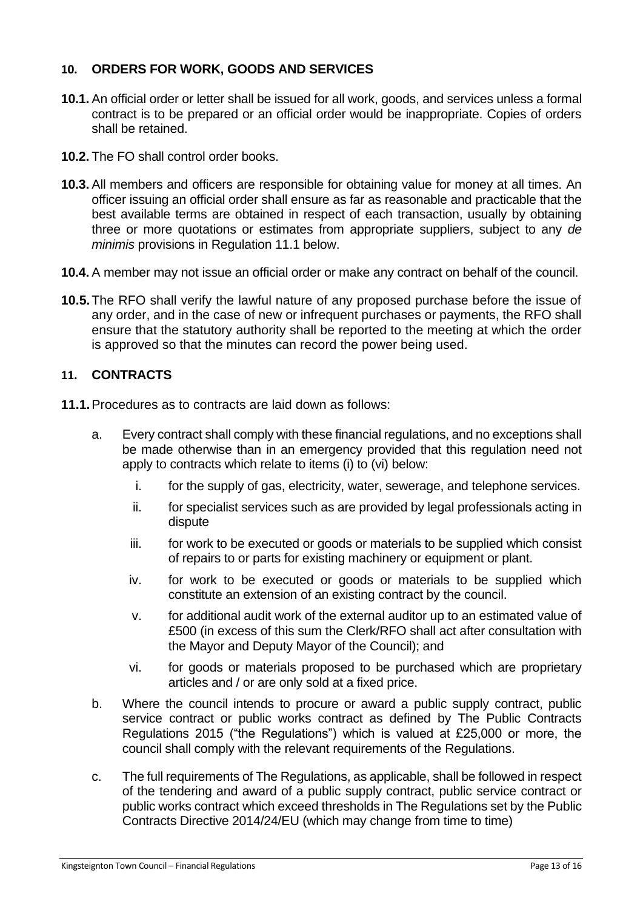## 10. ORDERS FOR WORK, GOODS AND SERVICES

**10.1.** An official order or letter shall be issued for all work, goods, and services unless a formal contract is to be prepared or an official order would be inappropriate. Copies of orders shall be retained.

**10.2.** The FO shall control order books.

**10.3.** All members and officers are responsible for obtaining value for money at all times. An officer issuing an official order shall ensure as far as reasonable and practicable that the best available terms are obtained in respect of each transaction, usually by obtaining three or more quotations or estimates from appropriate suppliers, subject to any *de minimis* provisions in Regulation 11.1 below.

**10.4.** A member may not issue an official order or make any contract on behalf of the council.

**10.5.** The RFO shall verify the lawful nature of any proposed purchase before the issue of any order, and in the case of new or infrequent purchases or payments, the RFO shall ensure that the statutory authority shall be reported to the meeting at which the order is approved so that the minutes can record the power being used.

## 11. CONTRACTS

**11.1.** Procedures as to contracts are laid down as follows:

a. Every contract shall comply with these financial regulations, and no exceptions shall be made otherwise than in an emergency provided that this regulation need not apply to contracts which relate to items (i) to (vi) below:

   i. for the supply of gas, electricity, water, sewerage, and telephone services.

   ii. for specialist services such as are provided by legal professionals acting in dispute

   iii. for work to be executed or goods or materials to be supplied which consist of repairs to or parts for existing machinery or equipment or plant.

   iv. for work to be executed or goods or materials to be supplied which constitute an extension of an existing contract by the council.

   v. for additional audit work of the external auditor up to an estimated value of £500 (in excess of this sum the Clerk/RFO shall act after consultation with the Mayor and Deputy Mayor of the Council); and

   vi. for goods or materials proposed to be purchased which are proprietary articles and / or are only sold at a fixed price.

b. Where the council intends to procure or award a public supply contract, public service contract or public works contract as defined by The Public Contracts Regulations 2015 ("the Regulations") which is valued at £25,000 or more, the council shall comply with the relevant requirements of the Regulations.

c. The full requirements of The Regulations, as applicable, shall be followed in respect of the tendering and award of a public supply contract, public service contract or public works contract which exceed thresholds in The Regulations set by the Public Contracts Directive 2014/24/EU (which may change from time to time)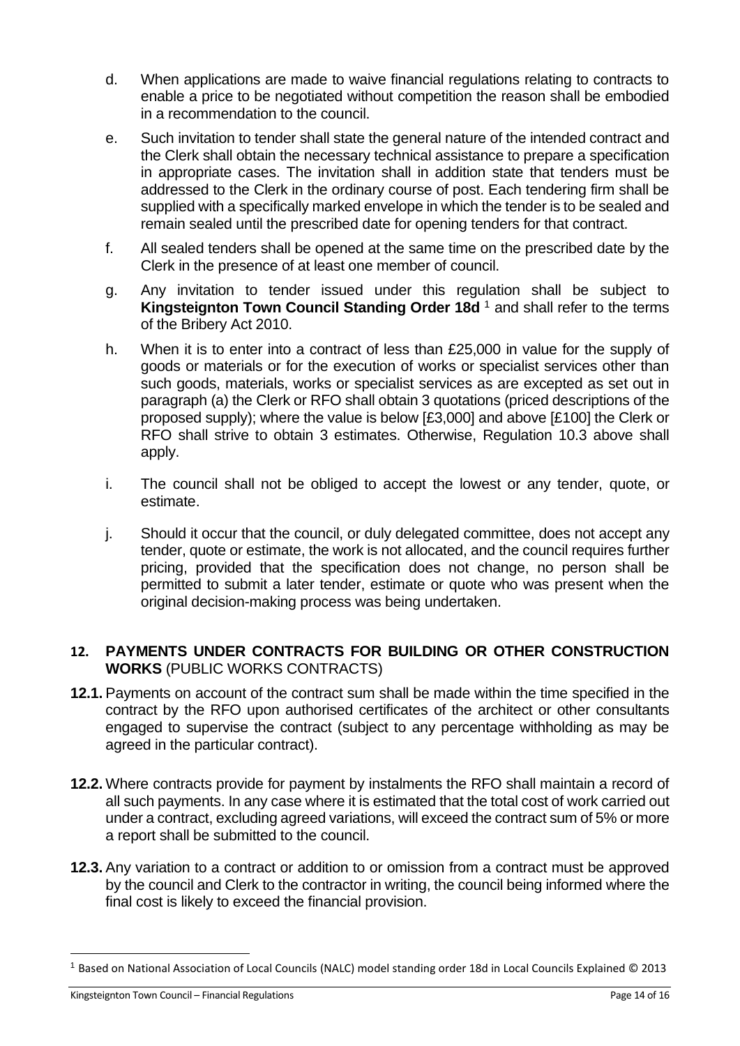d. When applications are made to waive financial regulations relating to contracts to enable a price to be negotiated without competition the reason shall be embodied in a recommendation to the council.

e. Such invitation to tender shall state the general nature of the intended contract and the Clerk shall obtain the necessary technical assistance to prepare a specification in appropriate cases. The invitation shall in addition state that tenders must be addressed to the Clerk in the ordinary course of post. Each tendering firm shall be supplied with a specifically marked envelope in which the tender is to be sealed and remain sealed until the prescribed date for opening tenders for that contract.

f. All sealed tenders shall be opened at the same time on the prescribed date by the Clerk in the presence of at least one member of council.

g. Any invitation to tender issued under this regulation shall be subject to **Kingsteignton Town Council Standing Order 18d** [1] and shall refer to the terms of the Bribery Act 2010.

h. When it is to enter into a contract of less than £25,000 in value for the supply of goods or materials or for the execution of works or specialist services other than such goods, materials, works or specialist services as are excepted as set out in paragraph (a) the Clerk or RFO shall obtain 3 quotations (priced descriptions of the proposed supply); where the value is below [£3,000] and above [£100] the Clerk or RFO shall strive to obtain 3 estimates. Otherwise, Regulation 10.3 above shall apply.

i. The council shall not be obliged to accept the lowest or any tender, quote, or estimate.

j. Should it occur that the council, or duly delegated committee, does not accept any tender, quote or estimate, the work is not allocated, and the council requires further pricing, provided that the specification does not change, no person shall be permitted to submit a later tender, estimate or quote who was present when the original decision-making process was being undertaken.

## 12. PAYMENTS UNDER CONTRACTS FOR BUILDING OR OTHER CONSTRUCTION WORKS (PUBLIC WORKS CONTRACTS)

**12.1.** Payments on account of the contract sum shall be made within the time specified in the contract by the RFO upon authorised certificates of the architect or other consultants engaged to supervise the contract (subject to any percentage withholding as may be agreed in the particular contract).

**12.2.** Where contracts provide for payment by instalments the RFO shall maintain a record of all such payments. In any case where it is estimated that the total cost of work carried out under a contract, excluding agreed variations, will exceed the contract sum of 5% or more a report shall be submitted to the council.

**12.3.** Any variation to a contract or addition to or omission from a contract must be approved by the council and Clerk to the contractor in writing, the council being informed where the final cost is likely to exceed the financial provision.

---

[1] Based on National Association of Local Councils (NALC) model standing order 18d in Local Councils Explained © 2013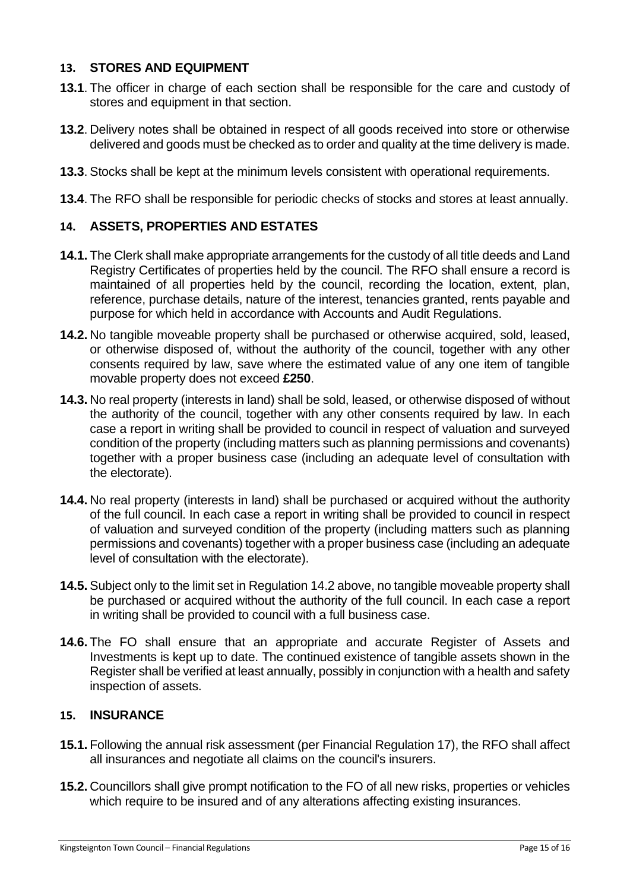## 13. STORES AND EQUIPMENT

**13.1**. The officer in charge of each section shall be responsible for the care and custody of stores and equipment in that section.

**13.2**. Delivery notes shall be obtained in respect of all goods received into store or otherwise delivered and goods must be checked as to order and quality at the time delivery is made.

**13.3**. Stocks shall be kept at the minimum levels consistent with operational requirements.

**13.4**. The RFO shall be responsible for periodic checks of stocks and stores at least annually.

## 14. ASSETS, PROPERTIES AND ESTATES

**14.1.** The Clerk shall make appropriate arrangements for the custody of all title deeds and Land Registry Certificates of properties held by the council. The RFO shall ensure a record is maintained of all properties held by the council, recording the location, extent, plan, reference, purchase details, nature of the interest, tenancies granted, rents payable and purpose for which held in accordance with Accounts and Audit Regulations.

**14.2.** No tangible moveable property shall be purchased or otherwise acquired, sold, leased, or otherwise disposed of, without the authority of the council, together with any other consents required by law, save where the estimated value of any one item of tangible movable property does not exceed **£250**.

**14.3.** No real property (interests in land) shall be sold, leased, or otherwise disposed of without the authority of the council, together with any other consents required by law. In each case a report in writing shall be provided to council in respect of valuation and surveyed condition of the property (including matters such as planning permissions and covenants) together with a proper business case (including an adequate level of consultation with the electorate).

**14.4.** No real property (interests in land) shall be purchased or acquired without the authority of the full council. In each case a report in writing shall be provided to council in respect of valuation and surveyed condition of the property (including matters such as planning permissions and covenants) together with a proper business case (including an adequate level of consultation with the electorate).

**14.5.** Subject only to the limit set in Regulation 14.2 above, no tangible moveable property shall be purchased or acquired without the authority of the full council. In each case a report in writing shall be provided to council with a full business case.

**14.6.** The FO shall ensure that an appropriate and accurate Register of Assets and Investments is kept up to date. The continued existence of tangible assets shown in the Register shall be verified at least annually, possibly in conjunction with a health and safety inspection of assets.

## 15. INSURANCE

**15.1.** Following the annual risk assessment (per Financial Regulation 17), the RFO shall affect all insurances and negotiate all claims on the council's insurers.

**15.2.** Councillors shall give prompt notification to the FO of all new risks, properties or vehicles which require to be insured and of any alterations affecting existing insurances.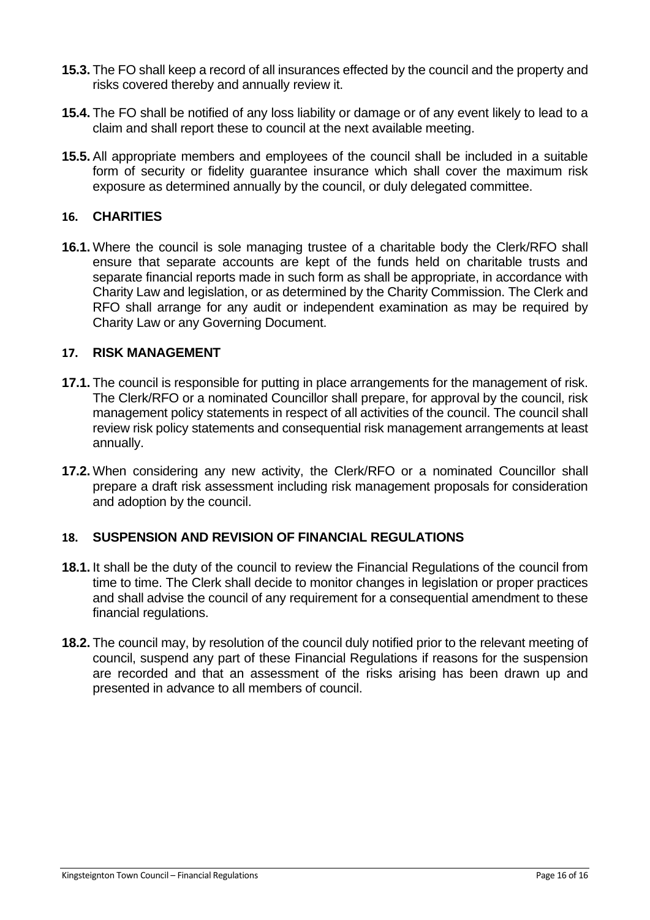**15.3.** The FO shall keep a record of all insurances effected by the council and the property and risks covered thereby and annually review it.

**15.4.** The FO shall be notified of any loss liability or damage or of any event likely to lead to a claim and shall report these to council at the next available meeting.

**15.5.** All appropriate members and employees of the council shall be included in a suitable form of security or fidelity guarantee insurance which shall cover the maximum risk exposure as determined annually by the council, or duly delegated committee.

## 16. CHARITIES

**16.1.** Where the council is sole managing trustee of a charitable body the Clerk/RFO shall ensure that separate accounts are kept of the funds held on charitable trusts and separate financial reports made in such form as shall be appropriate, in accordance with Charity Law and legislation, or as determined by the Charity Commission. The Clerk and RFO shall arrange for any audit or independent examination as may be required by Charity Law or any Governing Document.

## 17. RISK MANAGEMENT

**17.1.** The council is responsible for putting in place arrangements for the management of risk. The Clerk/RFO or a nominated Councillor shall prepare, for approval by the council, risk management policy statements in respect of all activities of the council. The council shall review risk policy statements and consequential risk management arrangements at least annually.

**17.2.** When considering any new activity, the Clerk/RFO or a nominated Councillor shall prepare a draft risk assessment including risk management proposals for consideration and adoption by the council.

## 18. SUSPENSION AND REVISION OF FINANCIAL REGULATIONS

**18.1.** It shall be the duty of the council to review the Financial Regulations of the council from time to time. The Clerk shall decide to monitor changes in legislation or proper practices and shall advise the council of any requirement for a consequential amendment to these financial regulations.

**18.2.** The council may, by resolution of the council duly notified prior to the relevant meeting of council, suspend any part of these Financial Regulations if reasons for the suspension are recorded and that an assessment of the risks arising has been drawn up and presented in advance to all members of council.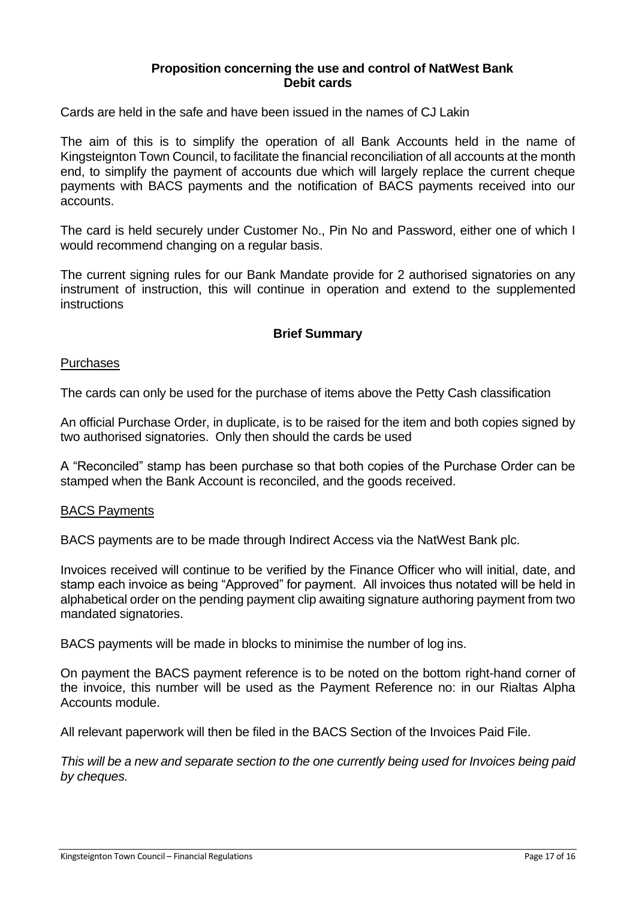**Proposition concerning the use and control of NatWest Bank Debit cards**

Cards are held in the safe and have been issued in the names of CJ Lakin

The aim of this is to simplify the operation of all Bank Accounts held in the name of Kingsteignton Town Council, to facilitate the financial reconciliation of all accounts at the month end, to simplify the payment of accounts due which will largely replace the current cheque payments with BACS payments and the notification of BACS payments received into our accounts.

The card is held securely under Customer No., Pin No and Password, either one of which I would recommend changing on a regular basis.

The current signing rules for our Bank Mandate provide for 2 authorised signatories on any instrument of instruction, this will continue in operation and extend to the supplemented instructions

**Brief Summary**

Purchases

The cards can only be used for the purchase of items above the Petty Cash classification

An official Purchase Order, in duplicate, is to be raised for the item and both copies signed by two authorised signatories. Only then should the cards be used

A "Reconciled" stamp has been purchase so that both copies of the Purchase Order can be stamped when the Bank Account is reconciled, and the goods received.

BACS Payments

BACS payments are to be made through Indirect Access via the NatWest Bank plc.

Invoices received will continue to be verified by the Finance Officer who will initial, date, and stamp each invoice as being "Approved" for payment. All invoices thus notated will be held in alphabetical order on the pending payment clip awaiting signature authoring payment from two mandated signatories.

BACS payments will be made in blocks to minimise the number of log ins.

On payment the BACS payment reference is to be noted on the bottom right-hand corner of the invoice, this number will be used as the Payment Reference no: in our Rialtas Alpha Accounts module.

All relevant paperwork will then be filed in the BACS Section of the Invoices Paid File.

*This will be a new and separate section to the one currently being used for Invoices being paid by cheques.*